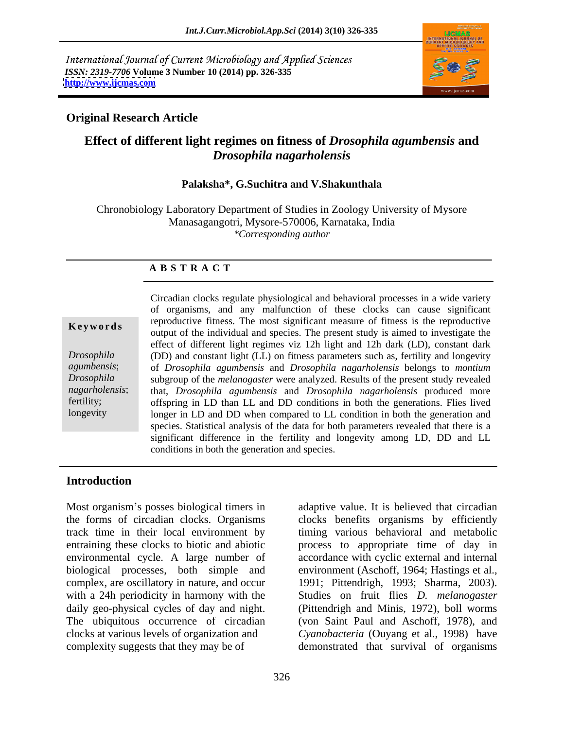International Journal of Current Microbiology and Applied Sciences
*ISSN: 2319-7706* **Volume 3 Number 10 (2014) pp. 326-335**
**http://www.ijcmas.com**

**Original Research Article**

# Effect of different light regimes on fitness of *Drosophila agumbensis* and *Drosophila nagarholensis*

**Palaksha\*, G.Suchitra and V.Shakunthala**

Chronobiology Laboratory Department of Studies in Zoology University of Mysore Manasagangotri, Mysore-570006, Karnataka, India
*\*Corresponding author*

## A B S T R A C T

**Keywords**

*Drosophila agumbensis*; *Drosophila nagarholensis*; fertility; longevity

Circadian clocks regulate physiological and behavioral processes in a wide variety of organisms, and any malfunction of these clocks can cause significant reproductive fitness. The most significant measure of fitness is the reproductive output of the individual and species. The present study is aimed to investigate the effect of different light regimes viz 12h light and 12h dark (LD), constant dark (DD) and constant light (LL) on fitness parameters such as, fertility and longevity of *Drosophila agumbensis* and *Drosophila nagarholensis* belongs to *montium* subgroup of the *melanogaster* were analyzed. Results of the present study revealed that, *Drosophila agumbensis* and *Drosophila nagarholensis* produced more offspring in LD than LL and DD conditions in both the generations. Flies lived longer in LD and DD when compared to LL condition in both the generation and species. Statistical analysis of the data for both parameters revealed that there is a significant difference in the fertility and longevity among LD, DD and LL conditions in both the generation and species.

## Introduction

Most organism's posses biological timers in the forms of circadian clocks. Organisms track time in their local environment by entraining these clocks to biotic and abiotic environmental cycle. A large number of biological processes, both simple and complex, are oscillatory in nature, and occur with a 24h periodicity in harmony with the daily geo-physical cycles of day and night. The ubiquitous occurrence of circadian clocks at various levels of organization and complexity suggests that they may be of adaptive value. It is believed that circadian clocks benefits organisms by efficiently timing various behavioral and metabolic process to appropriate time of day in accordance with cyclic external and internal environment (Aschoff, 1964; Hastings et al., 1991; Pittendrigh, 1993; Sharma, 2003). Studies on fruit flies *D. melanogaster* (Pittendrigh and Minis, 1972), boll worms (von Saint Paul and Aschoff, 1978), and *Cyanobacteria* (Ouyang et al., 1998) have demonstrated that survival of organisms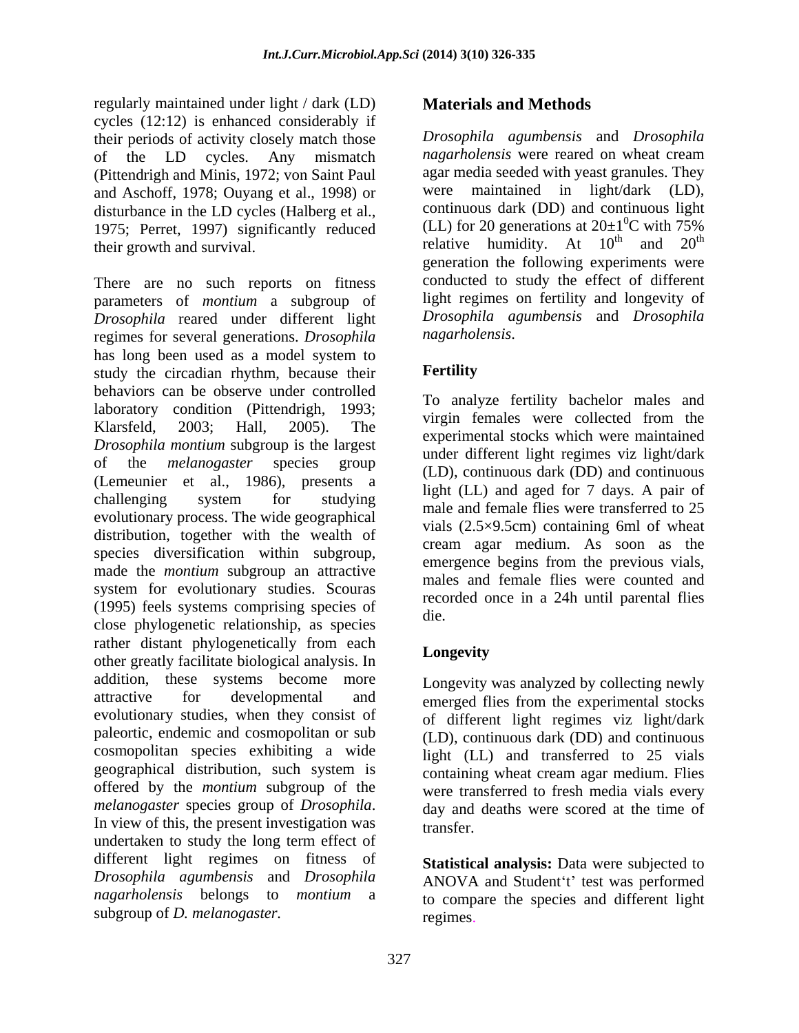regularly maintained under light / dark (LD) cycles (12:12) is enhanced considerably if their periods of activity closely match those of the LD cycles. Any mismatch (Pittendrigh and Minis, 1972; von Saint Paul and Aschoff, 1978; Ouyang et al., 1998) or disturbance in the LD cycles (Halberg et al., 1975; Perret, 1997) significantly reduced their growth and survival.

There are no such reports on fitness parameters of *montium* a subgroup of *Drosophila* reared under different light regimes for several generations. *Drosophila* has long been used as a model system to study the circadian rhythm, because their behaviors can be observe under controlled laboratory condition (Pittendrigh, 1993; Klarsfeld, 2003; Hall, 2005). The *Drosophila montium* subgroup is the largest of the *melanogaster* species group (Lemeunier et al., 1986), presents a challenging system for studying evolutionary process. The wide geographical distribution, together with the wealth of species diversification within subgroup, made the *montium* subgroup an attractive system for evolutionary studies. Scouras (1995) feels systems comprising species of close phylogenetic relationship, as species rather distant phylogenetically from each other greatly facilitate biological analysis. In addition, these systems become more attractive for developmental and evolutionary studies, when they consist of paleortic, endemic and cosmopolitan or sub cosmopolitan species exhibiting a wide geographical distribution, such system is offered by the *montium* subgroup of the *melanogaster* species group of *Drosophila*. In view of this, the present investigation was undertaken to study the long term effect of different light regimes on fitness of *Drosophila agumbensis* and *Drosophila nagarholensis* belongs to *montium* a subgroup of *D. melanogaster.*

## Materials and Methods

*Drosophila agumbensis* and *Drosophila nagarholensis* were reared on wheat cream agar media seeded with yeast granules. They were maintained in light/dark (LD), continuous dark (DD) and continuous light (LL) for 20 generations at $20\pm1^{0}C$ with 75% relative humidity. At $10^{th}$ and $20^{th}$ generation the following experiments were conducted to study the effect of different light regimes on fertility and longevity of *Drosophila agumbensis* and *Drosophila nagarholensis*.

### Fertility

To analyze fertility bachelor males and virgin females were collected from the experimental stocks which were maintained under different light regimes viz light/dark (LD), continuous dark (DD) and continuous light (LL) and aged for 7 days. A pair of male and female flies were transferred to 25 vials (2.5×9.5cm) containing 6ml of wheat cream agar medium. As soon as the emergence begins from the previous vials, males and female flies were counted and recorded once in a 24h until parental flies die.

### Longevity

Longevity was analyzed by collecting newly emerged flies from the experimental stocks of different light regimes viz light/dark (LD), continuous dark (DD) and continuous light (LL) and transferred to 25 vials containing wheat cream agar medium. Flies were transferred to fresh media vials every day and deaths were scored at the time of transfer.

**Statistical analysis:** Data were subjected to ANOVA and Student't' test was performed to compare the species and different light regimes.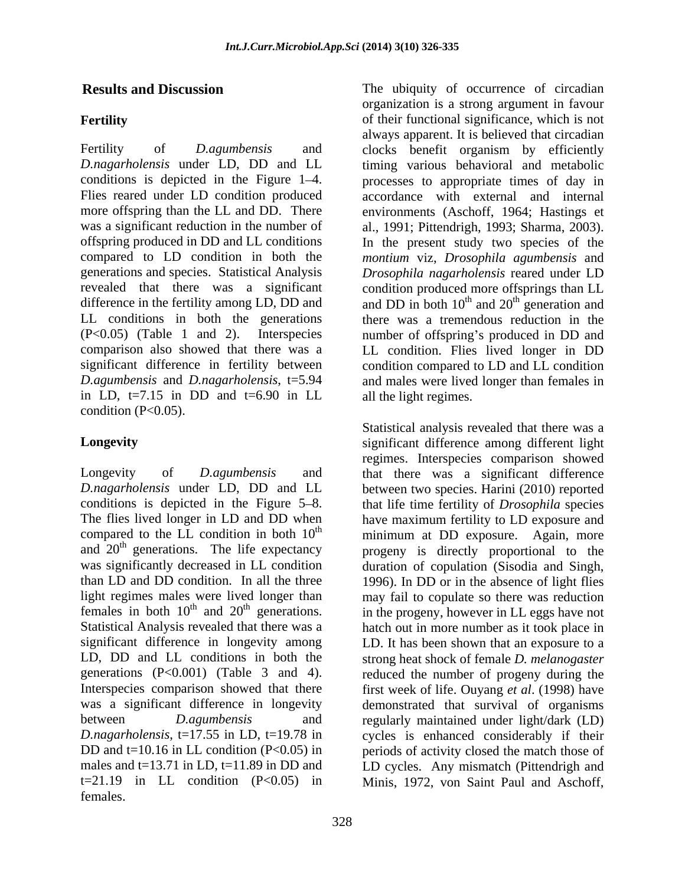## Results and Discussion

### Fertility

Fertility of *D.agumbensis* and *D.nagarholensis* under LD, DD and LL conditions is depicted in the Figure 1–4. Flies reared under LD condition produced more offspring than the LL and DD. There was a significant reduction in the number of offspring produced in DD and LL conditions compared to LD condition in both the generations and species. Statistical Analysis revealed that there was a significant difference in the fertility among LD, DD and LL conditions in both the generations ($P<0.05$) (Table 1 and 2). Interspecies comparison also showed that there was a significant difference in fertility between *D.agumbensis* and *D.nagarholensis*, $t=5.94$ in LD, $t=7.15$ in DD and $t=6.90$ in LL condition ($P<0.05$).

### Longevity

Longevity of *D.agumbensis* and *D.nagarholensis* under LD, DD and LL conditions is depicted in the Figure 5–8. The flies lived longer in LD and DD when compared to the LL condition in both $10^{th}$ and $20^{th}$ generations. The life expectancy was significantly decreased in LL condition than LD and DD condition. In all the three light regimes males were lived longer than females in both $10^{th}$ and $20^{th}$ generations. Statistical Analysis revealed that there was a significant difference in longevity among LD, DD and LL conditions in both the generations ($P<0.001$) (Table 3 and 4). Interspecies comparison showed that there was a significant difference in longevity between *D.agumbensis* and *D.nagarholensis*, $t=17.55$ in LD, $t=19.78$ in DD and $t=10.16$ in LL condition ($P<0.05$) in males and $t=13.71$ in LD, $t=11.89$ in DD and $t=21.19$ in LL condition ($P<0.05$) in females.

The ubiquity of occurrence of circadian organization is a strong argument in favour of their functional significance, which is not always apparent. It is believed that circadian clocks benefit organism by efficiently timing various behavioral and metabolic processes to appropriate times of day in accordance with external and internal environments (Aschoff, 1964; Hastings et al., 1991; Pittendrigh, 1993; Sharma, 2003). In the present study two species of the *montium* viz, *Drosophila agumbensis* and *Drosophila nagarholensis* reared under LD condition produced more offsprings than LL and DD in both $10^{th}$ and $20^{th}$ generation and there was a tremendous reduction in the number of offspring's produced in DD and LL condition. Flies lived longer in DD condition compared to LD and LL condition and males were lived longer than females in all the light regimes.

Statistical analysis revealed that there was a significant difference among different light regimes. Interspecies comparison showed that there was a significant difference between two species. Harini (2010) reported that life time fertility of *Drosophila* species have maximum fertility to LD exposure and minimum at DD exposure. Again, more progeny is directly proportional to the duration of copulation (Sisodia and Singh, 1996). In DD or in the absence of light flies may fail to copulate so there was reduction in the progeny, however in LL eggs have not hatch out in more number as it took place in LD. It has been shown that an exposure to a strong heat shock of female *D. melanogaster* reduced the number of progeny during the first week of life. Ouyang *et al*. (1998) have demonstrated that survival of organisms regularly maintained under light/dark (LD) cycles is enhanced considerably if their periods of activity closed the match those of LD cycles. Any mismatch (Pittendrigh and Minis, 1972, von Saint Paul and Aschoff,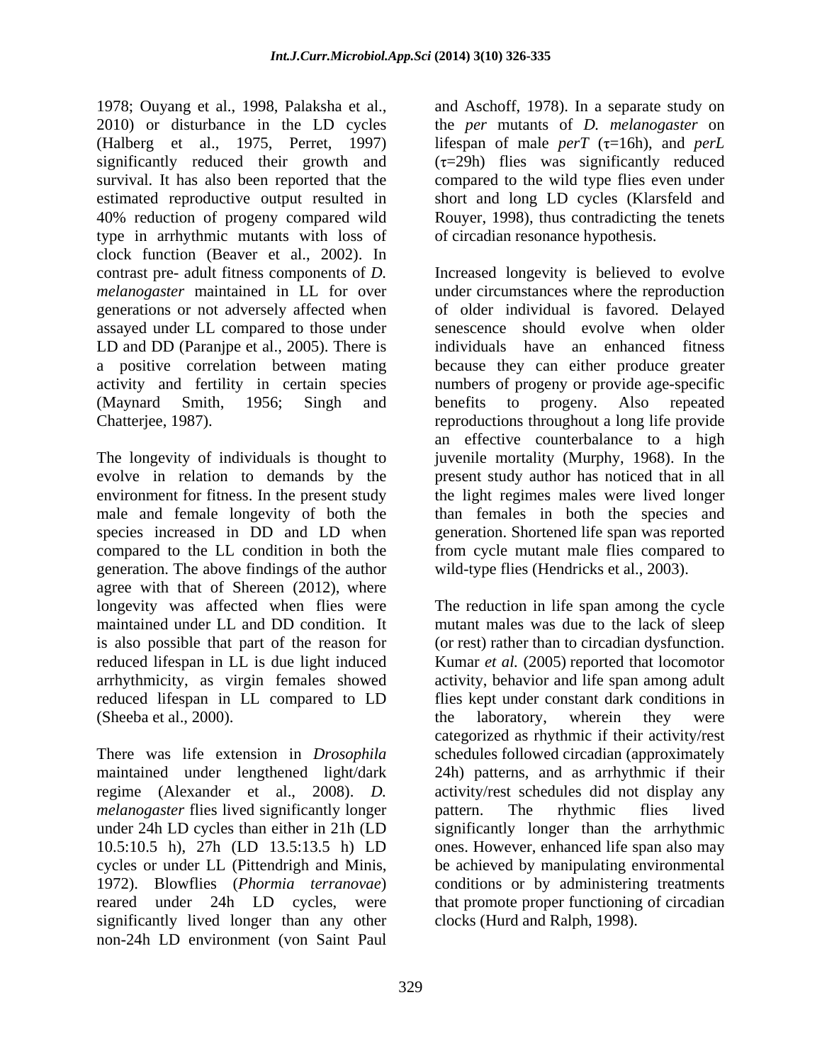1978; Ouyang et al., 1998, Palaksha et al., 2010) or disturbance in the LD cycles (Halberg et al., 1975, Perret, 1997) significantly reduced their growth and survival. It has also been reported that the estimated reproductive output resulted in 40% reduction of progeny compared wild type in arrhythmic mutants with loss of clock function (Beaver et al., 2002). In contrast pre- adult fitness components of *D. melanogaster* maintained in LL for over generations or not adversely affected when assayed under LL compared to those under LD and DD (Paranjpe et al., 2005). There is a positive correlation between mating activity and fertility in certain species (Maynard Smith, 1956; Singh and Chatterjee, 1987).

The longevity of individuals is thought to evolve in relation to demands by the environment for fitness. In the present study male and female longevity of both the species increased in DD and LD when compared to the LL condition in both the generation. The above findings of the author agree with that of Shereen (2012), where longevity was affected when flies were maintained under LL and DD condition. It is also possible that part of the reason for reduced lifespan in LL is due light induced arrhythmicity, as virgin females showed reduced lifespan in LL compared to LD (Sheeba et al., 2000).

There was life extension in *Drosophila* maintained under lengthened light/dark regime (Alexander et al., 2008). *D. melanogaster* flies lived significantly longer under 24h LD cycles than either in 21h (LD 10.5:10.5 h), 27h (LD 13.5:13.5 h) LD cycles or under LL (Pittendrigh and Minis, 1972). Blowflies (*Phormia terranovae*) reared under 24h LD cycles, were significantly lived longer than any other non-24h LD environment (von Saint Paul and Aschoff, 1978). In a separate study on the *per* mutants of *D. melanogaster* on lifespan of male *perT* ($\tau$=16h), and *perL* ($\tau$=29h) flies was significantly reduced compared to the wild type flies even under short and long LD cycles (Klarsfeld and Rouyer, 1998), thus contradicting the tenets of circadian resonance hypothesis.

Increased longevity is believed to evolve under circumstances where the reproduction of older individual is favored. Delayed senescence should evolve when older individuals have an enhanced fitness because they can either produce greater numbers of progeny or provide age-specific benefits to progeny. Also repeated reproductions throughout a long life provide an effective counterbalance to a high juvenile mortality (Murphy, 1968). In the present study author has noticed that in all the light regimes males were lived longer than females in both the species and generation. Shortened life span was reported from cycle mutant male flies compared to wild-type flies (Hendricks et al., 2003).

The reduction in life span among the cycle mutant males was due to the lack of sleep (or rest) rather than to circadian dysfunction. Kumar *et al.* (2005) reported that locomotor activity, behavior and life span among adult flies kept under constant dark conditions in the laboratory, wherein they were categorized as rhythmic if their activity/rest schedules followed circadian (approximately 24h) patterns, and as arrhythmic if their activity/rest schedules did not display any pattern. The rhythmic flies lived significantly longer than the arrhythmic ones. However, enhanced life span also may be achieved by manipulating environmental conditions or by administering treatments that promote proper functioning of circadian clocks (Hurd and Ralph, 1998).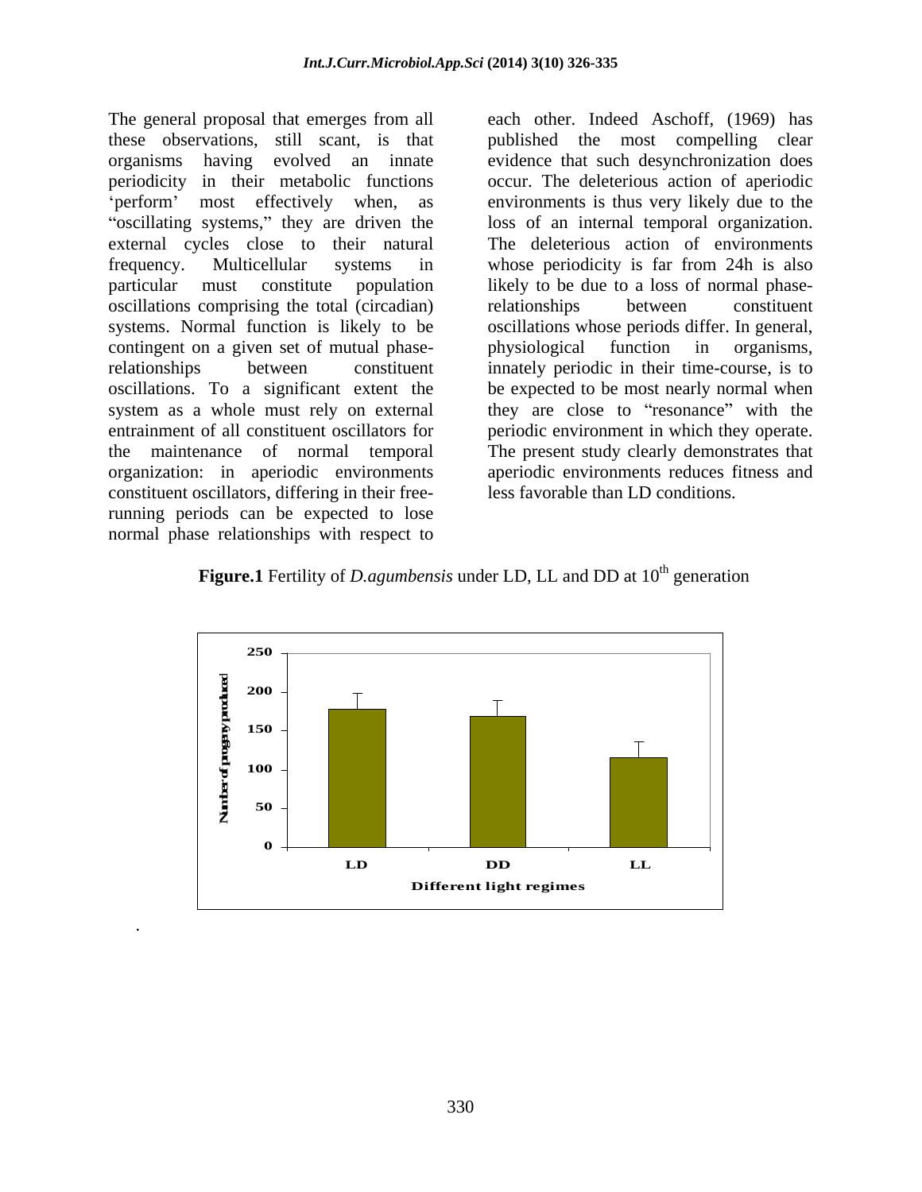The general proposal that emerges from all these observations, still scant, is that organisms having evolved an innate periodicity in their metabolic functions 'perform' most effectively when, as "oscillating systems," they are driven the external cycles close to their natural frequency. Multicellular systems in particular must constitute population oscillations comprising the total (circadian) systems. Normal function is likely to be contingent on a given set of mutual phase-relationships between constituent oscillations. To a significant extent the system as a whole must rely on external entrainment of all constituent oscillators for the maintenance of normal temporal organization: in aperiodic environments constituent oscillators, differing in their free-running periods can be expected to lose normal phase relationships with respect to each other. Indeed Aschoff, (1969) has published the most compelling clear evidence that such desynchronization does occur. The deleterious action of aperiodic environments is thus very likely due to the loss of an internal temporal organization. The deleterious action of environments whose periodicity is far from 24h is also likely to be due to a loss of normal phase-relationships between constituent oscillations whose periods differ. In general, physiological function in organisms, innately periodic in their time-course, is to be expected to be most nearly normal when they are close to "resonance" with the periodic environment in which they operate. The present study clearly demonstrates that aperiodic environments reduces fitness and less favorable than LD conditions.

**Figure.1** Fertility of *D.agumbensis* under LD, LL and DD at 10th generation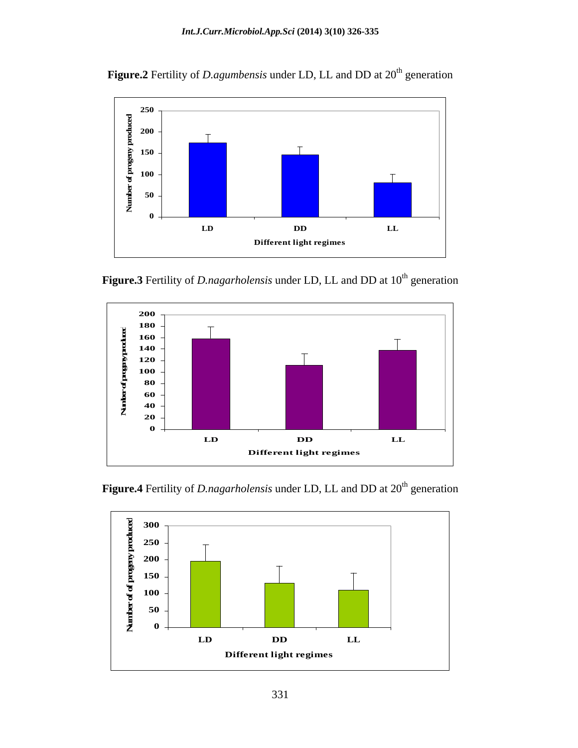**Figure.2** Fertility of *D.agumbensis* under LD, LL and DD at 20[th] generation

**Figure.3** Fertility of *D.nagarholensis* under LD, LL and DD at 10[th] generation

**Figure.4** Fertility of *D.nagarholensis* under LD, LL and DD at 20[th] generation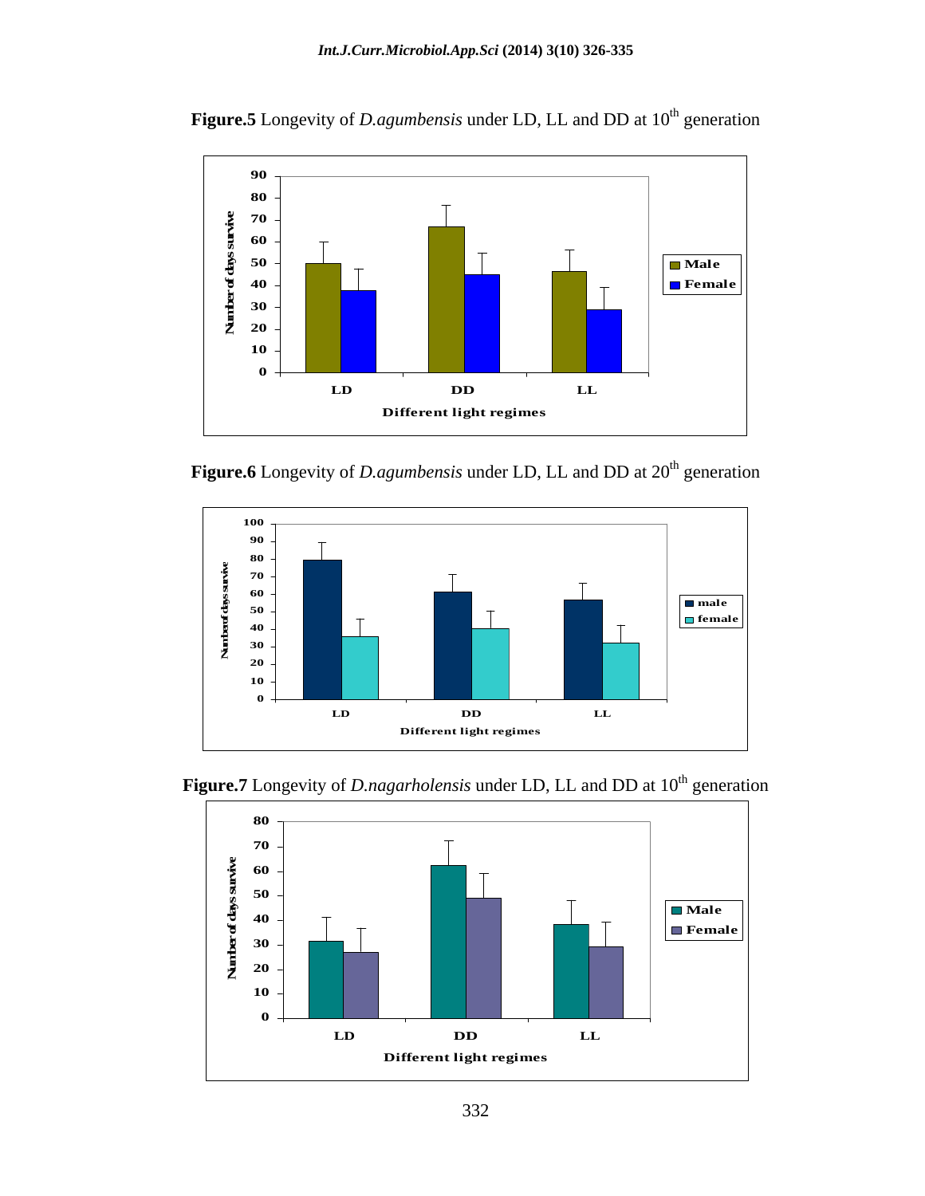**Figure.5** Longevity of *D.agumbensis* under LD, LL and DD at 10th generation

**Figure.6** Longevity of *D.agumbensis* under LD, LL and DD at 20th generation

**Figure.7** Longevity of *D.nagarholensis* under LD, LL and DD at 10th generation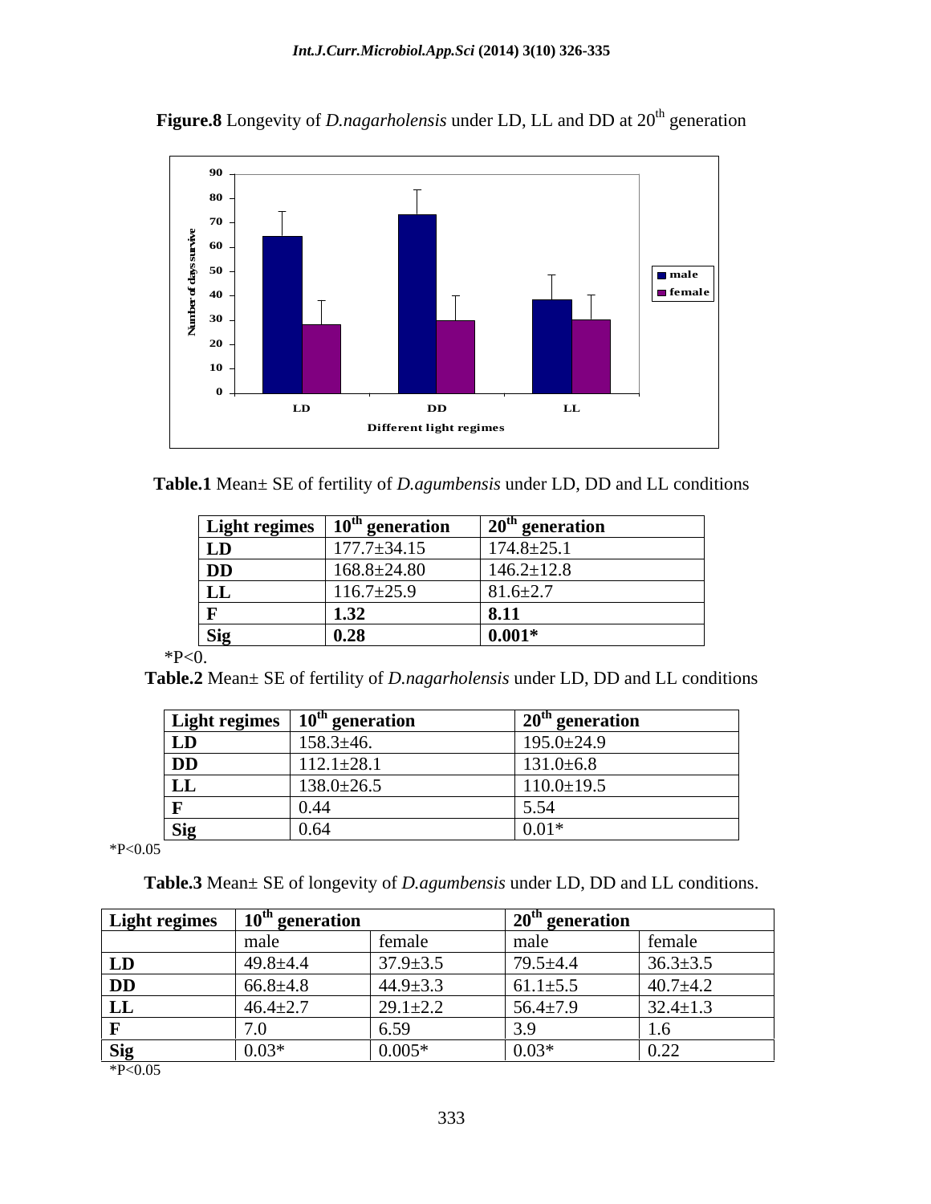**Figure.8** Longevity of *D.nagarholensis* under LD, LL and DD at 20th generation

**Table.1** Mean± SE of fertility of *D.agumbensis* under LD, DD and LL conditions

| Light regimes | 10th generation | 20th generation |
|---|---|---|
| **LD** | 177.7±34.15 | 174.8±25.1 |
| **DD** | 168.8±24.80 | 146.2±12.8 |
| **LL** | 116.7±25.9 | 81.6±2.7 |
| **F** | **1.32** | **8.11** |
| **Sig** | **0.28** | **0.001*** |

*P<0.

**Table.2** Mean± SE of fertility of *D.nagarholensis* under LD, DD and LL conditions

| Light regimes | 10th generation | 20th generation |
|---|---|---|
| **LD** | 158.3±46. | 195.0±24.9 |
| **DD** | 112.1±28.1 | 131.0±6.8 |
| **LL** | 138.0±26.5 | 110.0±19.5 |
| **F** | 0.44 | 5.54 |
| **Sig** | 0.64 | 0.01* |

*P<0.05

**Table.3** Mean± SE of longevity of *D.agumbensis* under LD, DD and LL conditions.

| Light regimes | 10th generation | | 20th generation | |
|---|---|---|---|---|
| | male | female | male | female |
| **LD** | 49.8±4.4 | 37.9±3.5 | 79.5±4.4 | 36.3±3.5 |
| **DD** | 66.8±4.8 | 44.9±3.3 | 61.1±5.5 | 40.7±4.2 |
| **LL** | 46.4±2.7 | 29.1±2.2 | 56.4±7.9 | 32.4±1.3 |
| **F** | 7.0 | 6.59 | 3.9 | 1.6 |
| **Sig** | 0.03* | 0.005* | 0.03* | 0.22 |

*P<0.05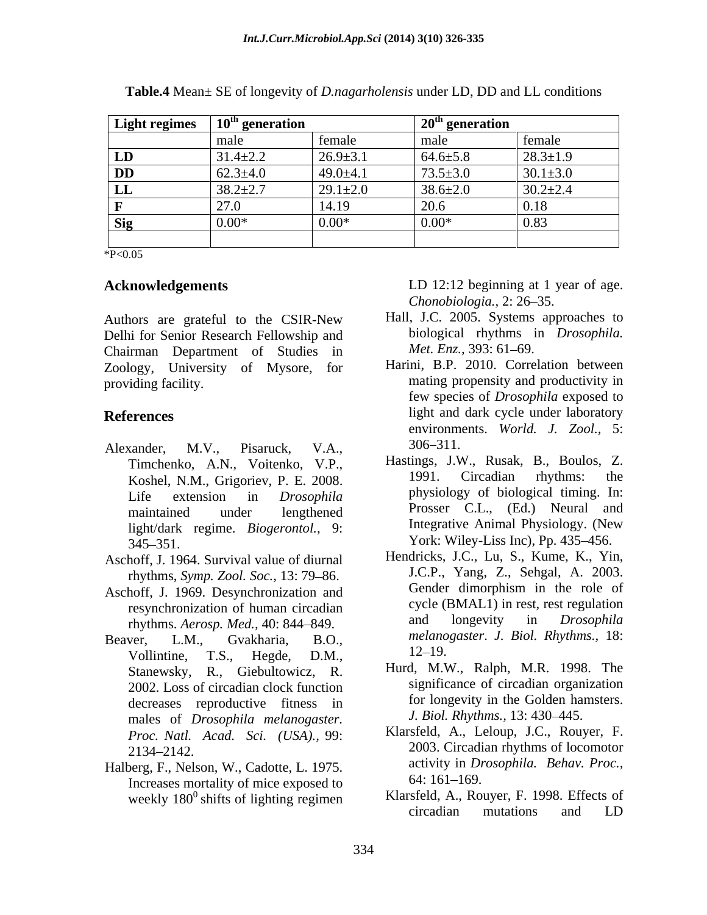**Table.4** Mean± SE of longevity of *D.nagarholensis* under LD, DD and LL conditions

| Light regimes | 10th generation | | 20th generation | |
|---|---|---|---|---|
| | male | female | male | female |
| **LD** | 31.4±2.2 | 26.9±3.1 | 64.6±5.8 | 28.3±1.9 |
| **DD** | 62.3±4.0 | 49.0±4.1 | 73.5±3.0 | 30.1±3.0 |
| **LL** | 38.2±2.7 | 29.1±2.0 | 38.6±2.0 | 30.2±2.4 |
| **F** | 27.0 | 14.19 | 20.6 | 0.18 |
| **Sig** | 0.00* | 0.00* | 0.00* | 0.83 |
| | | | | |

*P<0.05

## Acknowledgements

Authors are grateful to the CSIR-New Delhi for Senior Research Fellowship and Chairman Department of Studies in Zoology, University of Mysore, for providing facility.

## References

Alexander, M.V., Pisaruck, V.A., Timchenko, A.N., Voitenko, V.P., Koshel, N.M., Grigoriev, P. E. 2008. Life extension in *Drosophila* maintained under lengthened light/dark regime. *Biogerontol.,* 9: 345–351.

Aschoff, J. 1964. Survival value of diurnal rhythms, *Symp. Zool. Soc.,* 13: 79–86.

Aschoff, J. 1969. Desynchronization and resynchronization of human circadian rhythms. *Aerosp. Med.,* 40: 844–849.

Beaver, L.M., Gvakharia, B.O., Vollintine, T.S., Hegde, D.M., Stanewsky, R., Giebultowicz, R. 2002. Loss of circadian clock function decreases reproductive fitness in males of *Drosophila melanogaster*. *Proc. Natl. Acad. Sci. (USA).,* 99: 2134–2142.

Halberg, F., Nelson, W., Cadotte, L. 1975. Increases mortality of mice exposed to weekly $180^0$ shifts of lighting regimen LD 12:12 beginning at 1 year of age. *Chonobiologia.,* 2: 26–35.

Hall, J.C. 2005. Systems approaches to biological rhythms in *Drosophila. Met. Enz.,* 393: 61–69.

Harini, B.P. 2010. Correlation between mating propensity and productivity in few species of *Drosophila* exposed to light and dark cycle under laboratory environments. *World. J. Zool.,* 5: 306–311.

Hastings, J.W., Rusak, B., Boulos, Z. 1991. Circadian rhythms: the physiology of biological timing. In: Prosser C.L., (Ed.) Neural and Integrative Animal Physiology. (New York: Wiley-Liss Inc), Pp. 435–456.

Hendricks, J.C., Lu, S., Kume, K., Yin, J.C.P., Yang, Z., Sehgal, A. 2003. Gender dimorphism in the role of cycle (BMAL1) in rest, rest regulation and longevity in *Drosophila melanogaster*. *J. Biol. Rhythms.,* 18: 12–19.

Hurd, M.W., Ralph, M.R. 1998. The significance of circadian organization for longevity in the Golden hamsters. *J. Biol. Rhythms.,* 13: 430–445.

Klarsfeld, A., Leloup, J.C., Rouyer, F. 2003. Circadian rhythms of locomotor activity in *Drosophila. Behav. Proc.,* 64: 161–169.

Klarsfeld, A., Rouyer, F. 1998. Effects of circadian mutations and LD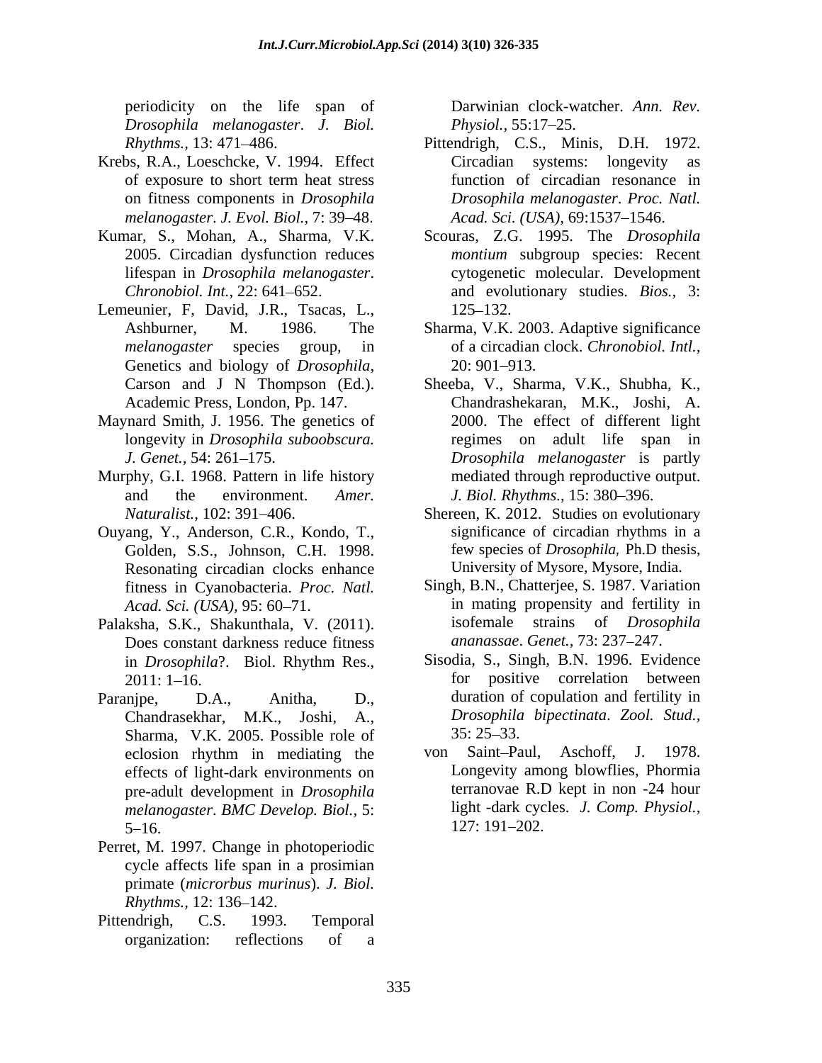periodicity on the life span of *Drosophila melanogaster*. *J. Biol. Rhythms.*, 13: 471–486.

Krebs, R.A., Loeschcke, V. 1994. Effect of exposure to short term heat stress on fitness components in *Drosophila melanogaster*. *J. Evol. Biol.*, 7: 39–48.

Kumar, S., Mohan, A., Sharma, V.K. 2005. Circadian dysfunction reduces lifespan in *Drosophila melanogaster*. *Chronobiol. Int.*, 22: 641–652.

Lemeunier, F, David, J.R., Tsacas, L., Ashburner, M. 1986. The *melanogaster* species group, in Genetics and biology of *Drosophila*, Carson and J N Thompson (Ed.). Academic Press, London, Pp. 147.

Maynard Smith, J. 1956. The genetics of longevity in *Drosophila suboobscura. J. Genet.*, 54: 261–175.

Murphy, G.I. 1968. Pattern in life history and the environment. *Amer. Naturalist.*, 102: 391–406.

Ouyang, Y., Anderson, C.R., Kondo, T., Golden, S.S., Johnson, C.H. 1998. Resonating circadian clocks enhance fitness in Cyanobacteria. *Proc. Natl. Acad. Sci. (USA)*, 95: 60–71.

Palaksha, S.K., Shakunthala, V. (2011). Does constant darkness reduce fitness in *Drosophila*?. Biol. Rhythm Res., 2011: 1–16.

Paranjpe, D.A., Anitha, D., Chandrasekhar, M.K., Joshi, A., Sharma, V.K. 2005. Possible role of eclosion rhythm in mediating the effects of light-dark environments on pre-adult development in *Drosophila melanogaster*. *BMC Develop. Biol.*, 5: 5–16.

Perret, M. 1997. Change in photoperiodic cycle affects life span in a prosimian primate (*microrbus murinus*). *J. Biol. Rhythms.*, 12: 136–142.

Pittendrigh, C.S. 1993. Temporal organization: reflections of a Darwinian clock-watcher. *Ann. Rev. Physiol.*, 55:17–25.

Pittendrigh, C.S., Minis, D.H. 1972. Circadian systems: longevity as function of circadian resonance in *Drosophila melanogaster*. *Proc. Natl. Acad. Sci. (USA)*, 69:1537–1546.

Scouras, Z.G. 1995. The *Drosophila montium* subgroup species: Recent cytogenetic molecular. Development and evolutionary studies. *Bios.*, 3: 125–132.

Sharma, V.K. 2003. Adaptive significance of a circadian clock. *Chronobiol. Intl.*, 20: 901–913.

Sheeba, V., Sharma, V.K., Shubha, K., Chandrashekaran, M.K., Joshi, A. 2000. The effect of different light regimes on adult life span in *Drosophila melanogaster* is partly mediated through reproductive output. *J. Biol. Rhythms.*, 15: 380–396.

Shereen, K. 2012. Studies on evolutionary significance of circadian rhythms in a few species of *Drosophila,* Ph.D thesis, University of Mysore, Mysore, India.

Singh, B.N., Chatterjee, S. 1987. Variation in mating propensity and fertility in isofemale strains of *Drosophila ananassae*. *Genet.*, 73: 237–247.

Sisodia, S., Singh, B.N. 1996. Evidence for positive correlation between duration of copulation and fertility in *Drosophila bipectinata*. *Zool. Stud.*, 35: 25–33.

von Saint–Paul, Aschoff, J. 1978. Longevity among blowflies, Phormia terranovae R.D kept in non -24 hour light -dark cycles. *J. Comp. Physiol.*, 127: 191–202.